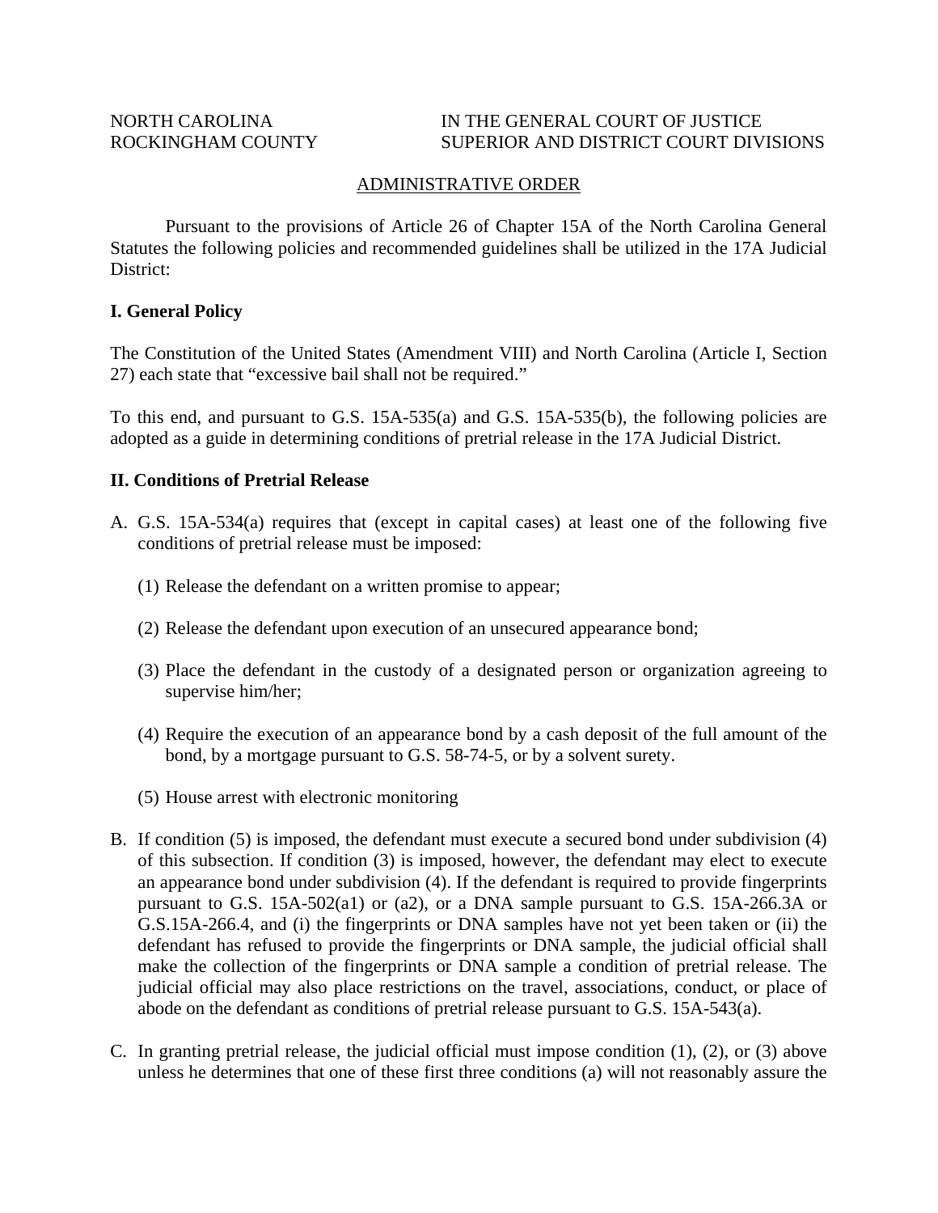NORTH CAROLINA
ROCKINGHAM COUNTY

IN THE GENERAL COURT OF JUSTICE
SUPERIOR AND DISTRICT COURT DIVISIONS

ADMINISTRATIVE ORDER

Pursuant to the provisions of Article 26 of Chapter 15A of the North Carolina General Statutes the following policies and recommended guidelines shall be utilized in the 17A Judicial District:

**I. General Policy**

The Constitution of the United States (Amendment VIII) and North Carolina (Article I, Section 27) each state that "excessive bail shall not be required."

To this end, and pursuant to G.S. 15A-535(a) and G.S. 15A-535(b), the following policies are adopted as a guide in determining conditions of pretrial release in the 17A Judicial District.

**II. Conditions of Pretrial Release**

A. G.S. 15A-534(a) requires that (except in capital cases) at least one of the following five conditions of pretrial release must be imposed:

   (1) Release the defendant on a written promise to appear;

   (2) Release the defendant upon execution of an unsecured appearance bond;

   (3) Place the defendant in the custody of a designated person or organization agreeing to supervise him/her;

   (4) Require the execution of an appearance bond by a cash deposit of the full amount of the bond, by a mortgage pursuant to G.S. 58-74-5, or by a solvent surety.

   (5) House arrest with electronic monitoring

B. If condition (5) is imposed, the defendant must execute a secured bond under subdivision (4) of this subsection. If condition (3) is imposed, however, the defendant may elect to execute an appearance bond under subdivision (4). If the defendant is required to provide fingerprints pursuant to G.S. 15A-502(a1) or (a2), or a DNA sample pursuant to G.S. 15A-266.3A or G.S.15A-266.4, and (i) the fingerprints or DNA samples have not yet been taken or (ii) the defendant has refused to provide the fingerprints or DNA sample, the judicial official shall make the collection of the fingerprints or DNA sample a condition of pretrial release. The judicial official may also place restrictions on the travel, associations, conduct, or place of abode on the defendant as conditions of pretrial release pursuant to G.S. 15A-543(a).

C. In granting pretrial release, the judicial official must impose condition (1), (2), or (3) above unless he determines that one of these first three conditions (a) will not reasonably assure the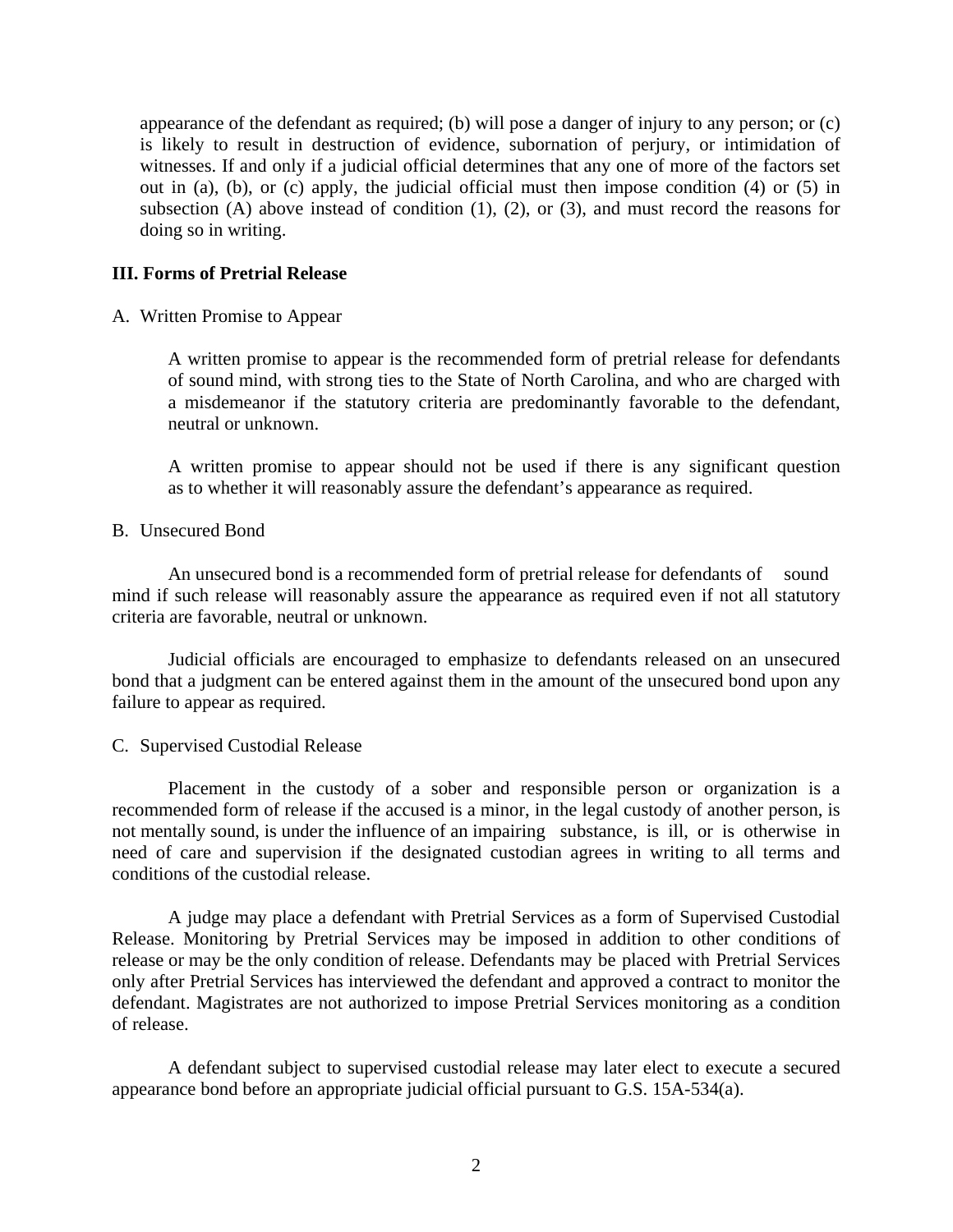appearance of the defendant as required; (b) will pose a danger of injury to any person; or (c) is likely to result in destruction of evidence, subornation of perjury, or intimidation of witnesses. If and only if a judicial official determines that any one of more of the factors set out in (a), (b), or (c) apply, the judicial official must then impose condition (4) or (5) in subsection (A) above instead of condition (1), (2), or (3), and must record the reasons for doing so in writing.

**III. Forms of Pretrial Release**

A. Written Promise to Appear

A written promise to appear is the recommended form of pretrial release for defendants of sound mind, with strong ties to the State of North Carolina, and who are charged with a misdemeanor if the statutory criteria are predominantly favorable to the defendant, neutral or unknown.

A written promise to appear should not be used if there is any significant question as to whether it will reasonably assure the defendant's appearance as required.

B. Unsecured Bond

An unsecured bond is a recommended form of pretrial release for defendants of sound mind if such release will reasonably assure the appearance as required even if not all statutory criteria are favorable, neutral or unknown.

Judicial officials are encouraged to emphasize to defendants released on an unsecured bond that a judgment can be entered against them in the amount of the unsecured bond upon any failure to appear as required.

C. Supervised Custodial Release

Placement in the custody of a sober and responsible person or organization is a recommended form of release if the accused is a minor, in the legal custody of another person, is not mentally sound, is under the influence of an impairing substance, is ill, or is otherwise in need of care and supervision if the designated custodian agrees in writing to all terms and conditions of the custodial release.

A judge may place a defendant with Pretrial Services as a form of Supervised Custodial Release. Monitoring by Pretrial Services may be imposed in addition to other conditions of release or may be the only condition of release. Defendants may be placed with Pretrial Services only after Pretrial Services has interviewed the defendant and approved a contract to monitor the defendant. Magistrates are not authorized to impose Pretrial Services monitoring as a condition of release.

A defendant subject to supervised custodial release may later elect to execute a secured appearance bond before an appropriate judicial official pursuant to G.S. 15A-534(a).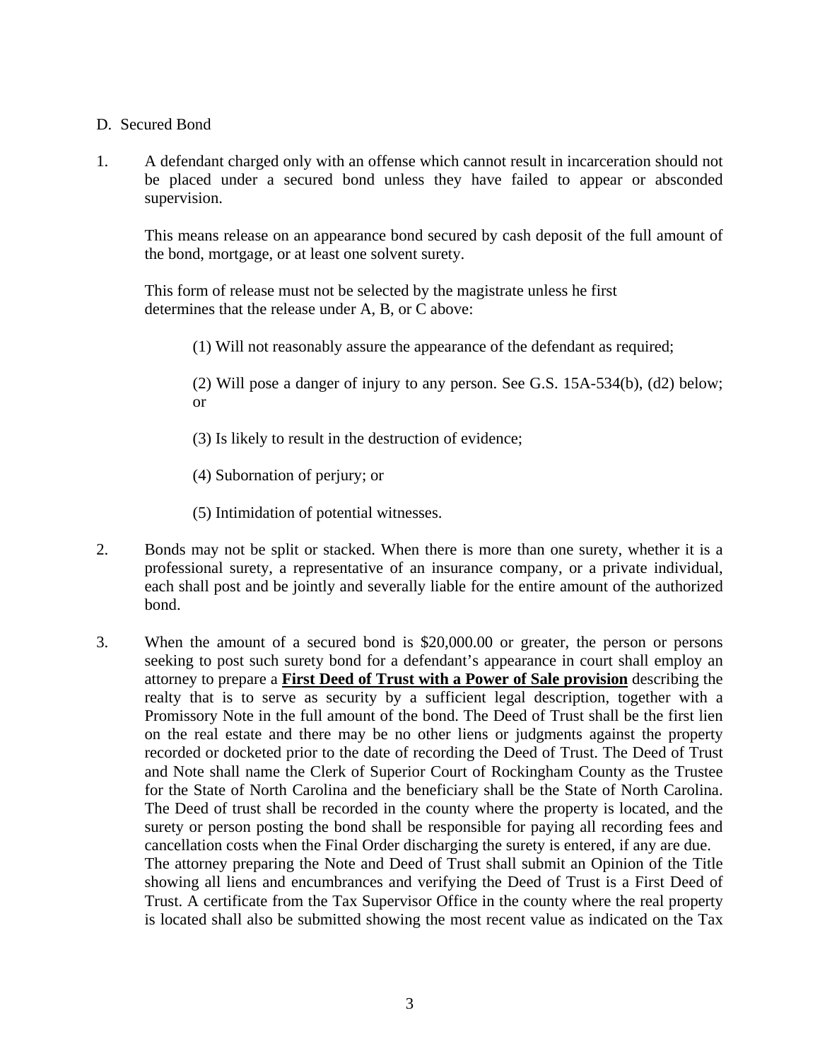D. Secured Bond

1. A defendant charged only with an offense which cannot result in incarceration should not be placed under a secured bond unless they have failed to appear or absconded supervision.

   This means release on an appearance bond secured by cash deposit of the full amount of the bond, mortgage, or at least one solvent surety.

   This form of release must not be selected by the magistrate unless he first determines that the release under A, B, or C above:

   (1) Will not reasonably assure the appearance of the defendant as required;

   (2) Will pose a danger of injury to any person. See G.S. 15A-534(b), (d2) below; or

   (3) Is likely to result in the destruction of evidence;

   (4) Subornation of perjury; or

   (5) Intimidation of potential witnesses.

2. Bonds may not be split or stacked. When there is more than one surety, whether it is a professional surety, a representative of an insurance company, or a private individual, each shall post and be jointly and severally liable for the entire amount of the authorized bond.

3. When the amount of a secured bond is $20,000.00 or greater, the person or persons seeking to post such surety bond for a defendant's appearance in court shall employ an attorney to prepare a <u>**First Deed of Trust with a Power of Sale provision**</u> describing the realty that is to serve as security by a sufficient legal description, together with a Promissory Note in the full amount of the bond. The Deed of Trust shall be the first lien on the real estate and there may be no other liens or judgments against the property recorded or docketed prior to the date of recording the Deed of Trust. The Deed of Trust and Note shall name the Clerk of Superior Court of Rockingham County as the Trustee for the State of North Carolina and the beneficiary shall be the State of North Carolina. The Deed of trust shall be recorded in the county where the property is located, and the surety or person posting the bond shall be responsible for paying all recording fees and cancellation costs when the Final Order discharging the surety is entered, if any are due.
   The attorney preparing the Note and Deed of Trust shall submit an Opinion of the Title showing all liens and encumbrances and verifying the Deed of Trust is a First Deed of Trust. A certificate from the Tax Supervisor Office in the county where the real property is located shall also be submitted showing the most recent value as indicated on the Tax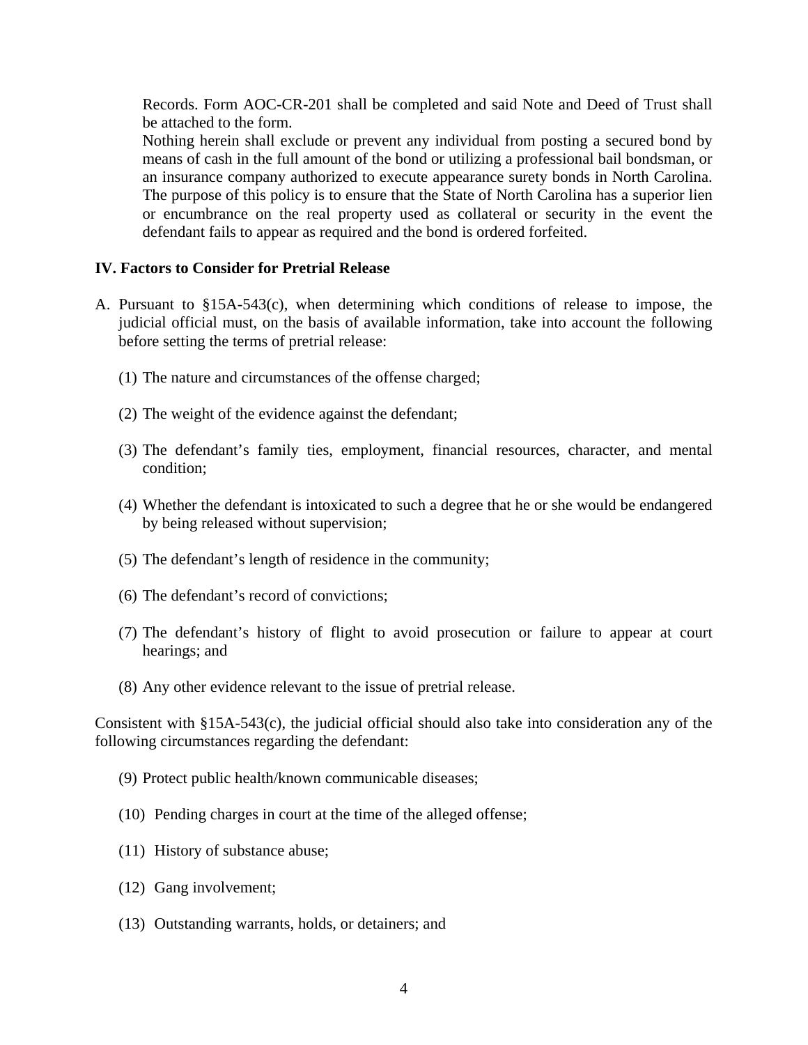Records. Form AOC-CR-201 shall be completed and said Note and Deed of Trust shall be attached to the form.

Nothing herein shall exclude or prevent any individual from posting a secured bond by means of cash in the full amount of the bond or utilizing a professional bail bondsman, or an insurance company authorized to execute appearance surety bonds in North Carolina. The purpose of this policy is to ensure that the State of North Carolina has a superior lien or encumbrance on the real property used as collateral or security in the event the defendant fails to appear as required and the bond is ordered forfeited.

**IV. Factors to Consider for Pretrial Release**

A. Pursuant to §15A-543(c), when determining which conditions of release to impose, the judicial official must, on the basis of available information, take into account the following before setting the terms of pretrial release:

(1) The nature and circumstances of the offense charged;

(2) The weight of the evidence against the defendant;

(3) The defendant's family ties, employment, financial resources, character, and mental condition;

(4) Whether the defendant is intoxicated to such a degree that he or she would be endangered by being released without supervision;

(5) The defendant's length of residence in the community;

(6) The defendant's record of convictions;

(7) The defendant's history of flight to avoid prosecution or failure to appear at court hearings; and

(8) Any other evidence relevant to the issue of pretrial release.

Consistent with §15A-543(c), the judicial official should also take into consideration any of the following circumstances regarding the defendant:

(9) Protect public health/known communicable diseases;

(10) Pending charges in court at the time of the alleged offense;

(11) History of substance abuse;

(12) Gang involvement;

(13) Outstanding warrants, holds, or detainers; and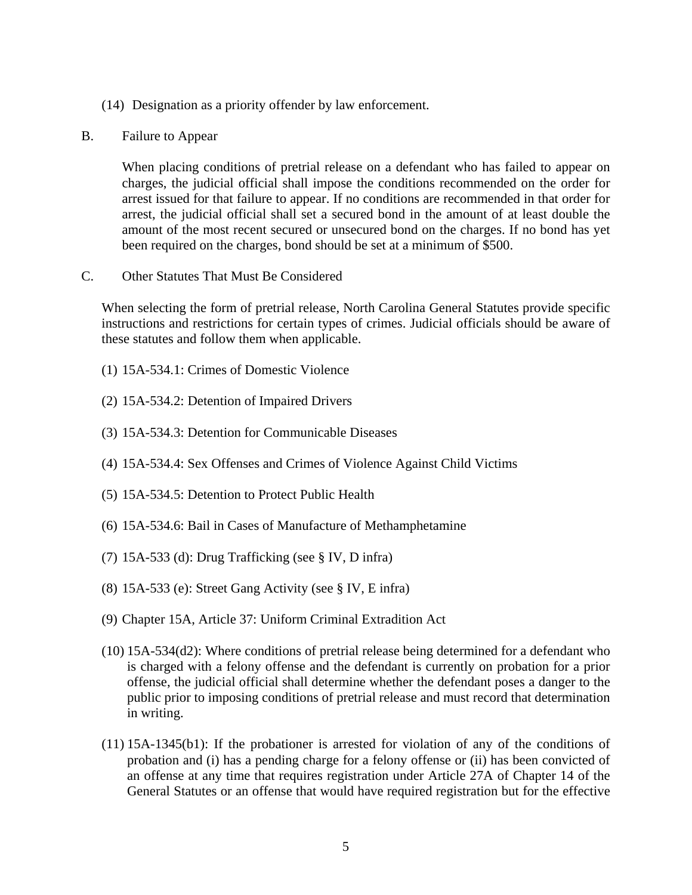(14) Designation as a priority offender by law enforcement.

B. Failure to Appear

When placing conditions of pretrial release on a defendant who has failed to appear on charges, the judicial official shall impose the conditions recommended on the order for arrest issued for that failure to appear. If no conditions are recommended in that order for arrest, the judicial official shall set a secured bond in the amount of at least double the amount of the most recent secured or unsecured bond on the charges. If no bond has yet been required on the charges, bond should be set at a minimum of $500.

C. Other Statutes That Must Be Considered

When selecting the form of pretrial release, North Carolina General Statutes provide specific instructions and restrictions for certain types of crimes. Judicial officials should be aware of these statutes and follow them when applicable.

(1) 15A-534.1: Crimes of Domestic Violence

(2) 15A-534.2: Detention of Impaired Drivers

(3) 15A-534.3: Detention for Communicable Diseases

(4) 15A-534.4: Sex Offenses and Crimes of Violence Against Child Victims

(5) 15A-534.5: Detention to Protect Public Health

(6) 15A-534.6: Bail in Cases of Manufacture of Methamphetamine

(7) 15A-533 (d): Drug Trafficking (see § IV, D infra)

(8) 15A-533 (e): Street Gang Activity (see § IV, E infra)

(9) Chapter 15A, Article 37: Uniform Criminal Extradition Act

(10) 15A-534(d2): Where conditions of pretrial release being determined for a defendant who is charged with a felony offense and the defendant is currently on probation for a prior offense, the judicial official shall determine whether the defendant poses a danger to the public prior to imposing conditions of pretrial release and must record that determination in writing.

(11) 15A-1345(b1): If the probationer is arrested for violation of any of the conditions of probation and (i) has a pending charge for a felony offense or (ii) has been convicted of an offense at any time that requires registration under Article 27A of Chapter 14 of the General Statutes or an offense that would have required registration but for the effective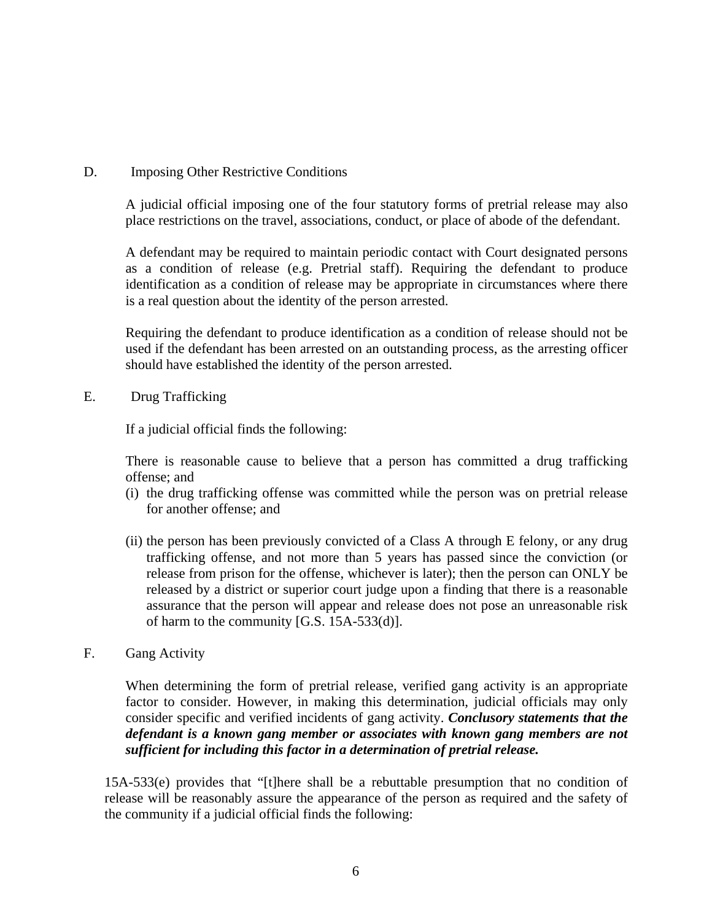D. Imposing Other Restrictive Conditions

A judicial official imposing one of the four statutory forms of pretrial release may also place restrictions on the travel, associations, conduct, or place of abode of the defendant.

A defendant may be required to maintain periodic contact with Court designated persons as a condition of release (e.g. Pretrial staff). Requiring the defendant to produce identification as a condition of release may be appropriate in circumstances where there is a real question about the identity of the person arrested.

Requiring the defendant to produce identification as a condition of release should not be used if the defendant has been arrested on an outstanding process, as the arresting officer should have established the identity of the person arrested.

E. Drug Trafficking

If a judicial official finds the following:

There is reasonable cause to believe that a person has committed a drug trafficking offense; and

(i) the drug trafficking offense was committed while the person was on pretrial release for another offense; and

(ii) the person has been previously convicted of a Class A through E felony, or any drug trafficking offense, and not more than 5 years has passed since the conviction (or release from prison for the offense, whichever is later); then the person can ONLY be released by a district or superior court judge upon a finding that there is a reasonable assurance that the person will appear and release does not pose an unreasonable risk of harm to the community [G.S. 15A-533(d)].

F. Gang Activity

When determining the form of pretrial release, verified gang activity is an appropriate factor to consider. However, in making this determination, judicial officials may only consider specific and verified incidents of gang activity. ***Conclusory statements that the defendant is a known gang member or associates with known gang members are not sufficient for including this factor in a determination of pretrial release.***

15A-533(e) provides that "[t]here shall be a rebuttable presumption that no condition of release will be reasonably assure the appearance of the person as required and the safety of the community if a judicial official finds the following: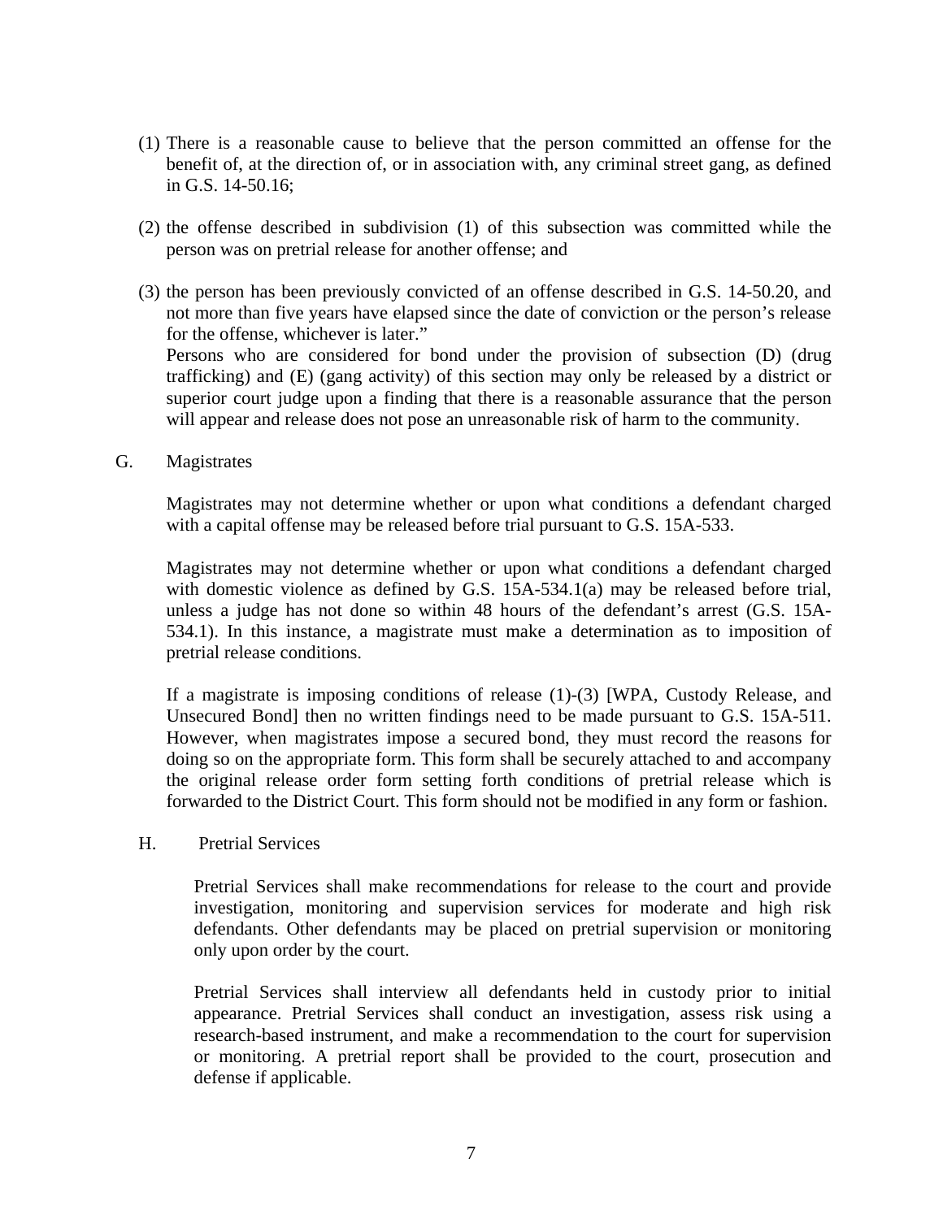(1) There is a reasonable cause to believe that the person committed an offense for the benefit of, at the direction of, or in association with, any criminal street gang, as defined in G.S. 14-50.16;

(2) the offense described in subdivision (1) of this subsection was committed while the person was on pretrial release for another offense; and

(3) the person has been previously convicted of an offense described in G.S. 14-50.20, and not more than five years have elapsed since the date of conviction or the person's release for the offense, whichever is later."

Persons who are considered for bond under the provision of subsection (D) (drug trafficking) and (E) (gang activity) of this section may only be released by a district or superior court judge upon a finding that there is a reasonable assurance that the person will appear and release does not pose an unreasonable risk of harm to the community.

G. Magistrates

Magistrates may not determine whether or upon what conditions a defendant charged with a capital offense may be released before trial pursuant to G.S. 15A-533.

Magistrates may not determine whether or upon what conditions a defendant charged with domestic violence as defined by G.S. 15A-534.1(a) may be released before trial, unless a judge has not done so within 48 hours of the defendant's arrest (G.S. 15A-534.1). In this instance, a magistrate must make a determination as to imposition of pretrial release conditions.

If a magistrate is imposing conditions of release (1)-(3) [WPA, Custody Release, and Unsecured Bond] then no written findings need to be made pursuant to G.S. 15A-511. However, when magistrates impose a secured bond, they must record the reasons for doing so on the appropriate form. This form shall be securely attached to and accompany the original release order form setting forth conditions of pretrial release which is forwarded to the District Court. This form should not be modified in any form or fashion.

H. Pretrial Services

Pretrial Services shall make recommendations for release to the court and provide investigation, monitoring and supervision services for moderate and high risk defendants. Other defendants may be placed on pretrial supervision or monitoring only upon order by the court.

Pretrial Services shall interview all defendants held in custody prior to initial appearance. Pretrial Services shall conduct an investigation, assess risk using a research-based instrument, and make a recommendation to the court for supervision or monitoring. A pretrial report shall be provided to the court, prosecution and defense if applicable.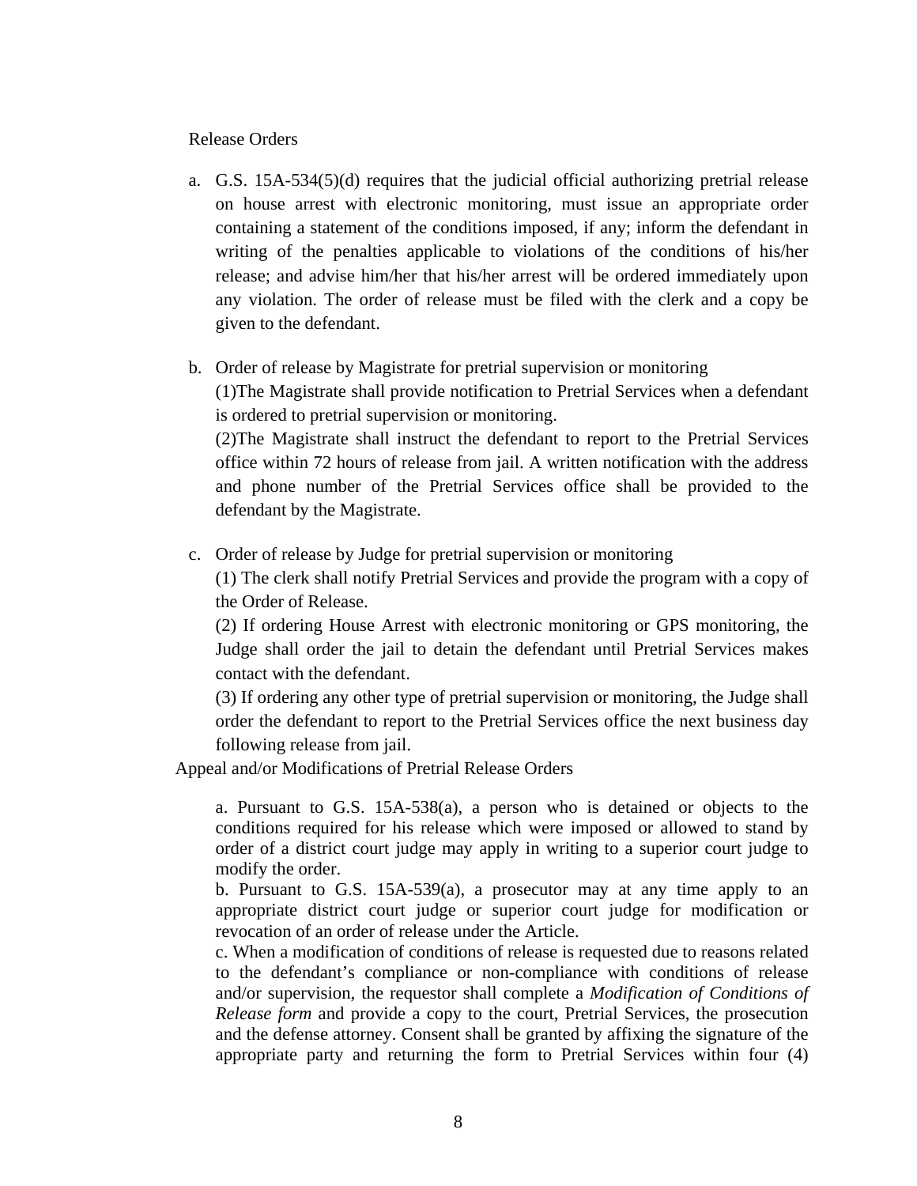Release Orders

a. G.S. 15A-534(5)(d) requires that the judicial official authorizing pretrial release on house arrest with electronic monitoring, must issue an appropriate order containing a statement of the conditions imposed, if any; inform the defendant in writing of the penalties applicable to violations of the conditions of his/her release; and advise him/her that his/her arrest will be ordered immediately upon any violation. The order of release must be filed with the clerk and a copy be given to the defendant.

b. Order of release by Magistrate for pretrial supervision or monitoring
(1)The Magistrate shall provide notification to Pretrial Services when a defendant is ordered to pretrial supervision or monitoring.
(2)The Magistrate shall instruct the defendant to report to the Pretrial Services office within 72 hours of release from jail. A written notification with the address and phone number of the Pretrial Services office shall be provided to the defendant by the Magistrate.

c. Order of release by Judge for pretrial supervision or monitoring
(1) The clerk shall notify Pretrial Services and provide the program with a copy of the Order of Release.
(2) If ordering House Arrest with electronic monitoring or GPS monitoring, the Judge shall order the jail to detain the defendant until Pretrial Services makes contact with the defendant.
(3) If ordering any other type of pretrial supervision or monitoring, the Judge shall order the defendant to report to the Pretrial Services office the next business day following release from jail.

Appeal and/or Modifications of Pretrial Release Orders

a. Pursuant to G.S. 15A-538(a), a person who is detained or objects to the conditions required for his release which were imposed or allowed to stand by order of a district court judge may apply in writing to a superior court judge to modify the order.
b. Pursuant to G.S. 15A-539(a), a prosecutor may at any time apply to an appropriate district court judge or superior court judge for modification or revocation of an order of release under the Article.
c. When a modification of conditions of release is requested due to reasons related to the defendant's compliance or non-compliance with conditions of release and/or supervision, the requestor shall complete a *Modification of Conditions of Release form* and provide a copy to the court, Pretrial Services, the prosecution and the defense attorney. Consent shall be granted by affixing the signature of the appropriate party and returning the form to Pretrial Services within four (4)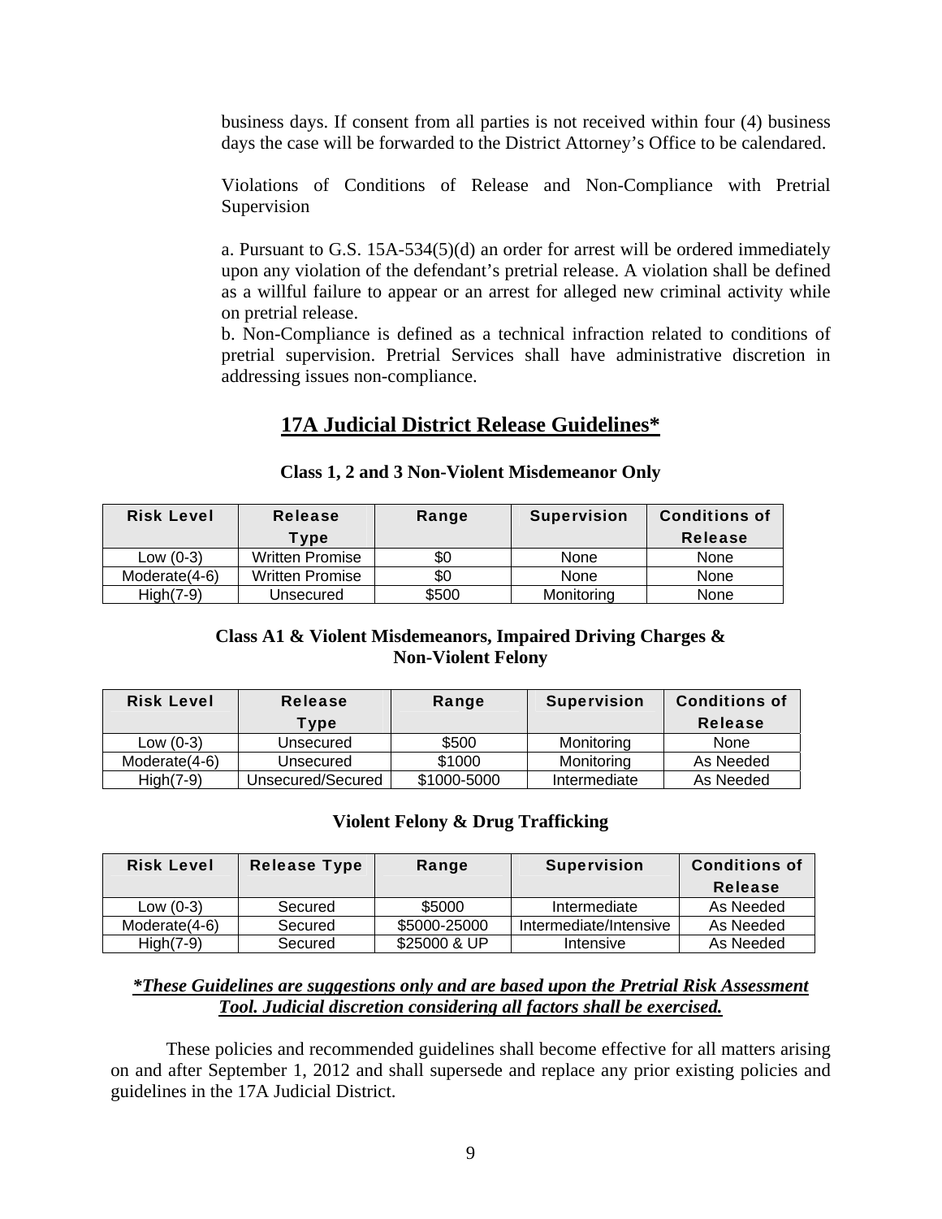business days. If consent from all parties is not received within four (4) business days the case will be forwarded to the District Attorney's Office to be calendared.

Violations of Conditions of Release and Non-Compliance with Pretrial Supervision

a. Pursuant to G.S. 15A-534(5)(d) an order for arrest will be ordered immediately upon any violation of the defendant's pretrial release. A violation shall be defined as a willful failure to appear or an arrest for alleged new criminal activity while on pretrial release.

b. Non-Compliance is defined as a technical infraction related to conditions of pretrial supervision. Pretrial Services shall have administrative discretion in addressing issues non-compliance.

## 17A Judicial District Release Guidelines*

**Class 1, 2 and 3 Non-Violent Misdemeanor Only**

| Risk Level | Release Type | Range | Supervision | Conditions of Release |
|---|---|---|---|---|
| Low (0-3) | Written Promise | $0 | None | None |
| Moderate(4-6) | Written Promise | $0 | None | None |
| High(7-9) | Unsecured | $500 | Monitoring | None |

**Class A1 & Violent Misdemeanors, Impaired Driving Charges & Non-Violent Felony**

| Risk Level | Release Type | Range | Supervision | Conditions of Release |
|---|---|---|---|---|
| Low (0-3) | Unsecured | $500 | Monitoring | None |
| Moderate(4-6) | Unsecured | $1000 | Monitoring | As Needed |
| High(7-9) | Unsecured/Secured | $1000-5000 | Intermediate | As Needed |

**Violent Felony & Drug Trafficking**

| Risk Level | Release Type | Range | Supervision | Conditions of Release |
|---|---|---|---|---|
| Low (0-3) | Secured | $5000 | Intermediate | As Needed |
| Moderate(4-6) | Secured | $5000-25000 | Intermediate/Intensive | As Needed |
| High(7-9) | Secured | $25000 & UP | Intensive | As Needed |

***These Guidelines are suggestions only and are based upon the Pretrial Risk Assessment Tool. Judicial discretion considering all factors shall be exercised.***

These policies and recommended guidelines shall become effective for all matters arising on and after September 1, 2012 and shall supersede and replace any prior existing policies and guidelines in the 17A Judicial District.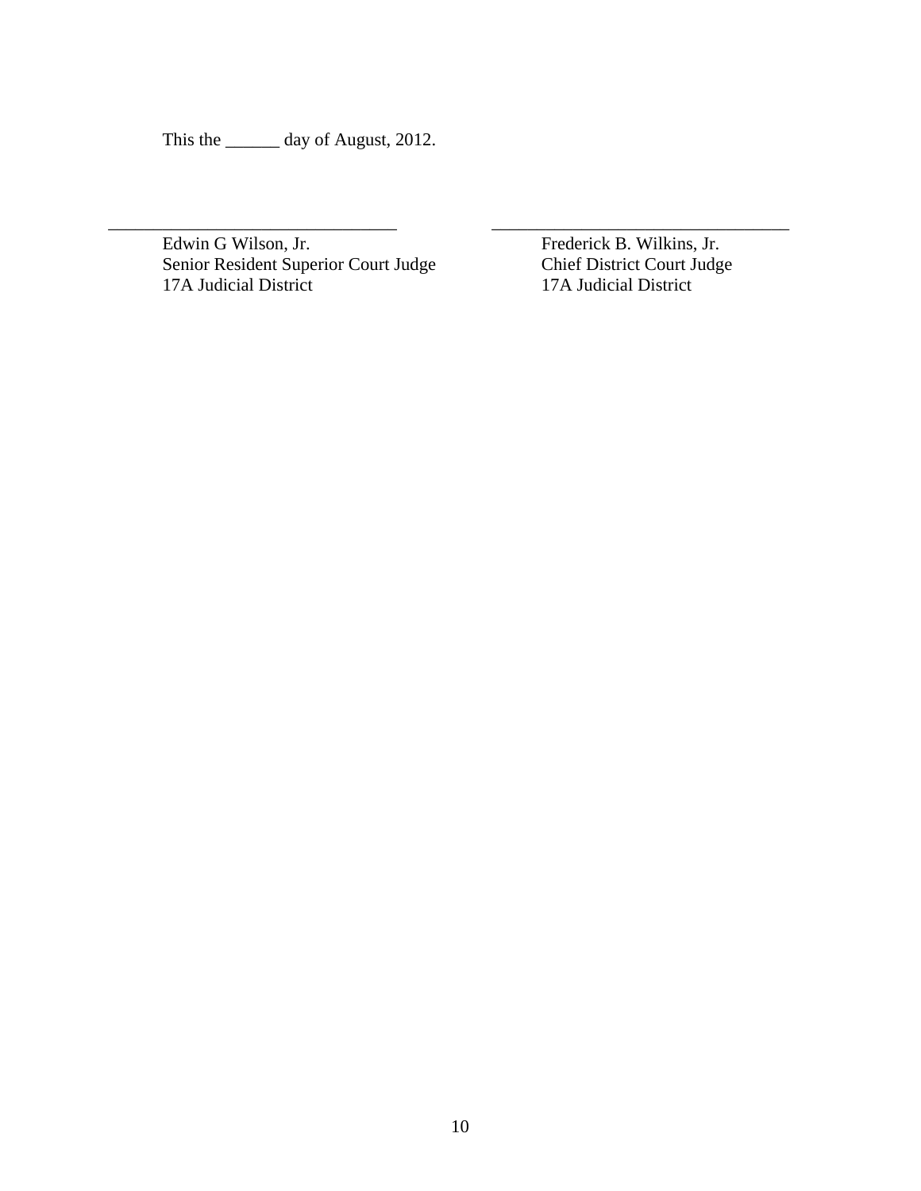This the ______ day of August, 2012.

| | |
|---|---|
| _________________________________ | _________________________________ |
| Edwin G Wilson, Jr. | Frederick B. Wilkins, Jr. |
| Senior Resident Superior Court Judge | Chief District Court Judge |
| 17A Judicial District | 17A Judicial District |